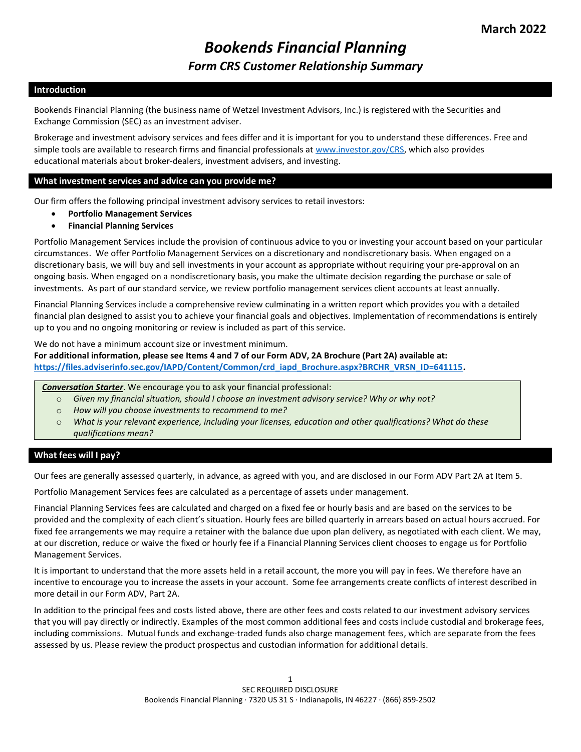March 2022

# *Bookends Financial Planning*

## *Form CRS Customer Relationship Summary*

### Introduction

Bookends Financial Planning (the business name of Wetzel Investment Advisors, Inc.) is registered with the Securities and Exchange Commission (SEC) as an investment adviser.

Brokerage and investment advisory services and fees differ and it is important for you to understand these differences. Free and simple tools are available to research firms and financial professionals at www.investor.gov/CRS, which also provides educational materials about broker-dealers, investment advisers, and investing.

### What investment services and advice can you provide me?

Our firm offers the following principal investment advisory services to retail investors:

- **Portfolio Management Services**
- **Financial Planning Services**

Portfolio Management Services include the provision of continuous advice to you or investing your account based on your particular circumstances. We offer Portfolio Management Services on a discretionary and nondiscretionary basis. When engaged on a discretionary basis, we will buy and sell investments in your account as appropriate without requiring your pre-approval on an ongoing basis. When engaged on a nondiscretionary basis, you make the ultimate decision regarding the purchase or sale of investments. As part of our standard service, we review portfolio management services client accounts at least annually.

Financial Planning Services include a comprehensive review culminating in a written report which provides you with a detailed financial plan designed to assist you to achieve your financial goals and objectives. Implementation of recommendations is entirely up to you and no ongoing monitoring or review is included as part of this service.

We do not have a minimum account size or investment minimum.
**For additional information, please see Items 4 and 7 of our Form ADV, 2A Brochure (Part 2A) available at: https://files.adviserinfo.sec.gov/IAPD/Content/Common/crd_iapd_Brochure.aspx?BRCHR_VRSN_ID=641115.**

***Conversation Starter***. We encourage you to ask your financial professional:

- *Given my financial situation, should I choose an investment advisory service? Why or why not?*
- *How will you choose investments to recommend to me?*
- *What is your relevant experience, including your licenses, education and other qualifications? What do these qualifications mean?*

### What fees will I pay?

Our fees are generally assessed quarterly, in advance, as agreed with you, and are disclosed in our Form ADV Part 2A at Item 5.

Portfolio Management Services fees are calculated as a percentage of assets under management.

Financial Planning Services fees are calculated and charged on a fixed fee or hourly basis and are based on the services to be provided and the complexity of each client's situation. Hourly fees are billed quarterly in arrears based on actual hours accrued. For fixed fee arrangements we may require a retainer with the balance due upon plan delivery, as negotiated with each client. We may, at our discretion, reduce or waive the fixed or hourly fee if a Financial Planning Services client chooses to engage us for Portfolio Management Services.

It is important to understand that the more assets held in a retail account, the more you will pay in fees. We therefore have an incentive to encourage you to increase the assets in your account. Some fee arrangements create conflicts of interest described in more detail in our Form ADV, Part 2A.

In addition to the principal fees and costs listed above, there are other fees and costs related to our investment advisory services that you will pay directly or indirectly. Examples of the most common additional fees and costs include custodial and brokerage fees, including commissions. Mutual funds and exchange-traded funds also charge management fees, which are separate from the fees assessed by us. Please review the product prospectus and custodian information for additional details.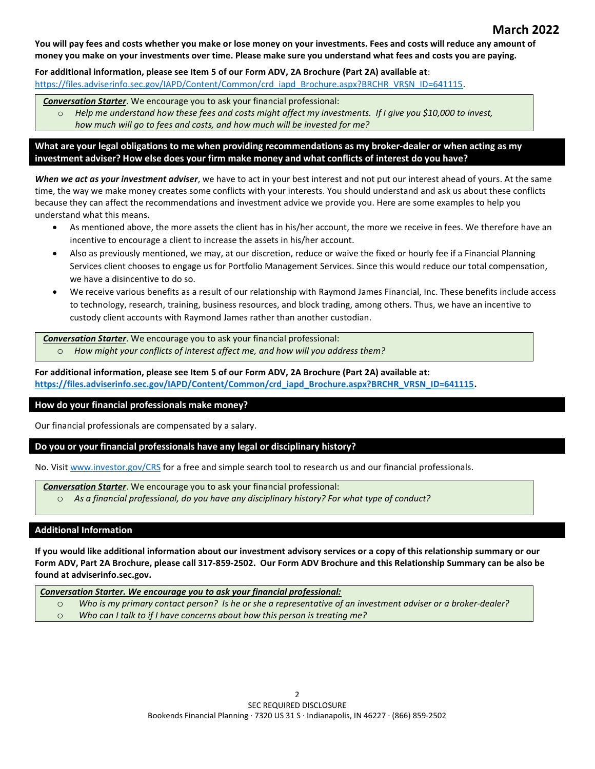**You will pay fees and costs whether you make or lose money on your investments. Fees and costs will reduce any amount of money you make on your investments over time. Please make sure you understand what fees and costs you are paying.**

**For additional information, please see Item 5 of our Form ADV, 2A Brochure (Part 2A) available at**: https://files.adviserinfo.sec.gov/IAPD/Content/Common/crd_iapd_Brochure.aspx?BRCHR_VRSN_ID=641115.

> ***Conversation Starter***. We encourage you to ask your financial professional:
> - *Help me understand how these fees and costs might affect my investments. If I give you $10,000 to invest, how much will go to fees and costs, and how much will be invested for me?*

## What are your legal obligations to me when providing recommendations as my broker-dealer or when acting as my investment adviser? How else does your firm make money and what conflicts of interest do you have?

***When we act as your investment adviser***, we have to act in your best interest and not put our interest ahead of yours. At the same time, the way we make money creates some conflicts with your interests. You should understand and ask us about these conflicts because they can affect the recommendations and investment advice we provide you. Here are some examples to help you understand what this means.

- As mentioned above, the more assets the client has in his/her account, the more we receive in fees. We therefore have an incentive to encourage a client to increase the assets in his/her account.
- Also as previously mentioned, we may, at our discretion, reduce or waive the fixed or hourly fee if a Financial Planning Services client chooses to engage us for Portfolio Management Services. Since this would reduce our total compensation, we have a disincentive to do so.
- We receive various benefits as a result of our relationship with Raymond James Financial, Inc. These benefits include access to technology, research, training, business resources, and block trading, among others. Thus, we have an incentive to custody client accounts with Raymond James rather than another custodian.

> ***Conversation Starter***. We encourage you to ask your financial professional:
> - *How might your conflicts of interest affect me, and how will you address them?*

**For additional information, please see Item 5 of our Form ADV, 2A Brochure (Part 2A) available at: https://files.adviserinfo.sec.gov/IAPD/Content/Common/crd_iapd_Brochure.aspx?BRCHR_VRSN_ID=641115.**

## How do your financial professionals make money?

Our financial professionals are compensated by a salary.

## Do you or your financial professionals have any legal or disciplinary history?

No. Visit www.investor.gov/CRS for a free and simple search tool to research us and our financial professionals.

> ***Conversation Starter***. We encourage you to ask your financial professional:
> - *As a financial professional, do you have any disciplinary history? For what type of conduct?*

## Additional Information

**If you would like additional information about our investment advisory services or a copy of this relationship summary or our Form ADV, Part 2A Brochure, please call 317-859-2502. Our Form ADV Brochure and this Relationship Summary can be also be found at adviserinfo.sec.gov.**

> ***Conversation Starter. We encourage you to ask your financial professional:***
> - *Who is my primary contact person? Is he or she a representative of an investment adviser or a broker-dealer?*
> - *Who can I talk to if I have concerns about how this person is treating me?*